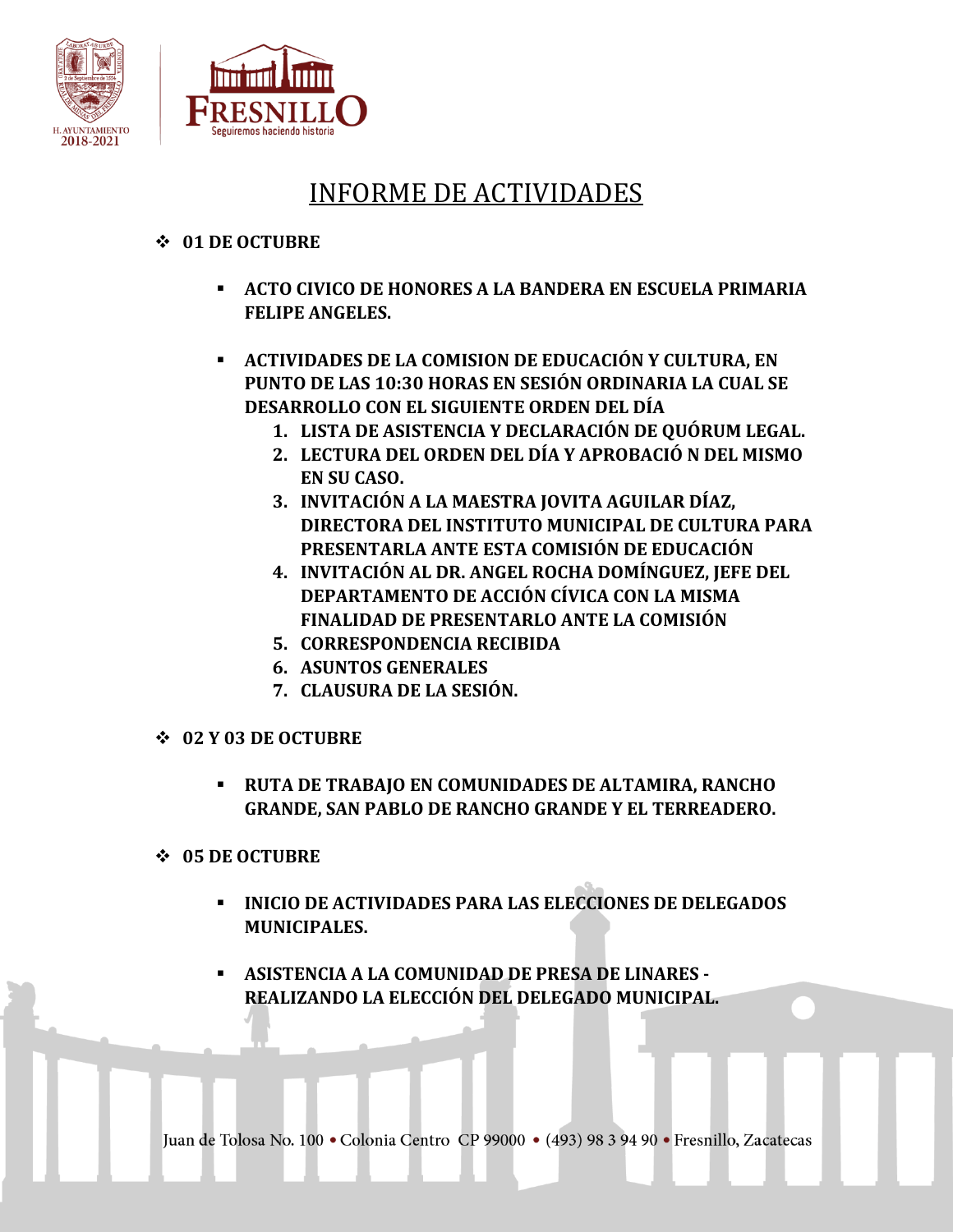# INFORME DE ACTIVIDADES

- **01 DE OCTUBRE**

  - **ACTO CIVICO DE HONORES A LA BANDERA EN ESCUELA PRIMARIA FELIPE ANGELES.**

  - **ACTIVIDADES DE LA COMISION DE EDUCACIÓN Y CULTURA, EN PUNTO DE LAS 10:30 HORAS EN SESIÓN ORDINARIA LA CUAL SE DESARROLLO CON EL SIGUIENTE ORDEN DEL DÍA**
    1. **LISTA DE ASISTENCIA Y DECLARACIÓN DE QUÓRUM LEGAL.**
    2. **LECTURA DEL ORDEN DEL DÍA Y APROBACIÓ N DEL MISMO EN SU CASO.**
    3. **INVITACIÓN A LA MAESTRA JOVITA AGUILAR DÍAZ, DIRECTORA DEL INSTITUTO MUNICIPAL DE CULTURA PARA PRESENTARLA ANTE ESTA COMISIÓN DE EDUCACIÓN**
    4. **INVITACIÓN AL DR. ANGEL ROCHA DOMÍNGUEZ, JEFE DEL DEPARTAMENTO DE ACCIÓN CÍVICA CON LA MISMA FINALIDAD DE PRESENTARLO ANTE LA COMISIÓN**
    5. **CORRESPONDENCIA RECIBIDA**
    6. **ASUNTOS GENERALES**
    7. **CLAUSURA DE LA SESIÓN.**

- **02 Y 03 DE OCTUBRE**

  - **RUTA DE TRABAJO EN COMUNIDADES DE ALTAMIRA, RANCHO GRANDE, SAN PABLO DE RANCHO GRANDE Y EL TERREADERO.**

- **05 DE OCTUBRE**

  - **INICIO DE ACTIVIDADES PARA LAS ELECCIONES DE DELEGADOS MUNICIPALES.**

  - **ASISTENCIA A LA COMUNIDAD DE PRESA DE LINARES - REALIZANDO LA ELECCIÓN DEL DELEGADO MUNICIPAL.**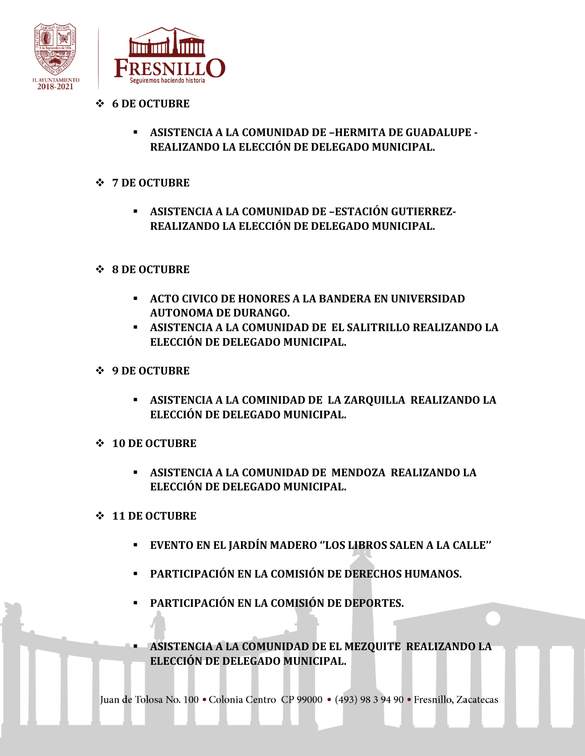- **6 DE OCTUBRE**
  - **ASISTENCIA A LA COMUNIDAD DE –HERMITA DE GUADALUPE - REALIZANDO LA ELECCIÓN DE DELEGADO MUNICIPAL.**

- **7 DE OCTUBRE**
  - **ASISTENCIA A LA COMUNIDAD DE –ESTACIÓN GUTIERREZ- REALIZANDO LA ELECCIÓN DE DELEGADO MUNICIPAL.**

- **8 DE OCTUBRE**
  - **ACTO CIVICO DE HONORES A LA BANDERA EN UNIVERSIDAD AUTONOMA DE DURANGO.**
  - **ASISTENCIA A LA COMUNIDAD DE EL SALITRILLO REALIZANDO LA ELECCIÓN DE DELEGADO MUNICIPAL.**

- **9 DE OCTUBRE**
  - **ASISTENCIA A LA COMINIDAD DE LA ZARQUILLA REALIZANDO LA ELECCIÓN DE DELEGADO MUNICIPAL.**

- **10 DE OCTUBRE**
  - **ASISTENCIA A LA COMUNIDAD DE MENDOZA REALIZANDO LA ELECCIÓN DE DELEGADO MUNICIPAL.**

- **11 DE OCTUBRE**
  - **EVENTO EN EL JARDÍN MADERO "LOS LIBROS SALEN A LA CALLE"**
  - **PARTICIPACIÓN EN LA COMISIÓN DE DERECHOS HUMANOS.**
  - **PARTICIPACIÓN EN LA COMISIÓN DE DEPORTES.**
  - **ASISTENCIA A LA COMUNIDAD DE EL MEZQUITE REALIZANDO LA ELECCIÓN DE DELEGADO MUNICIPAL.**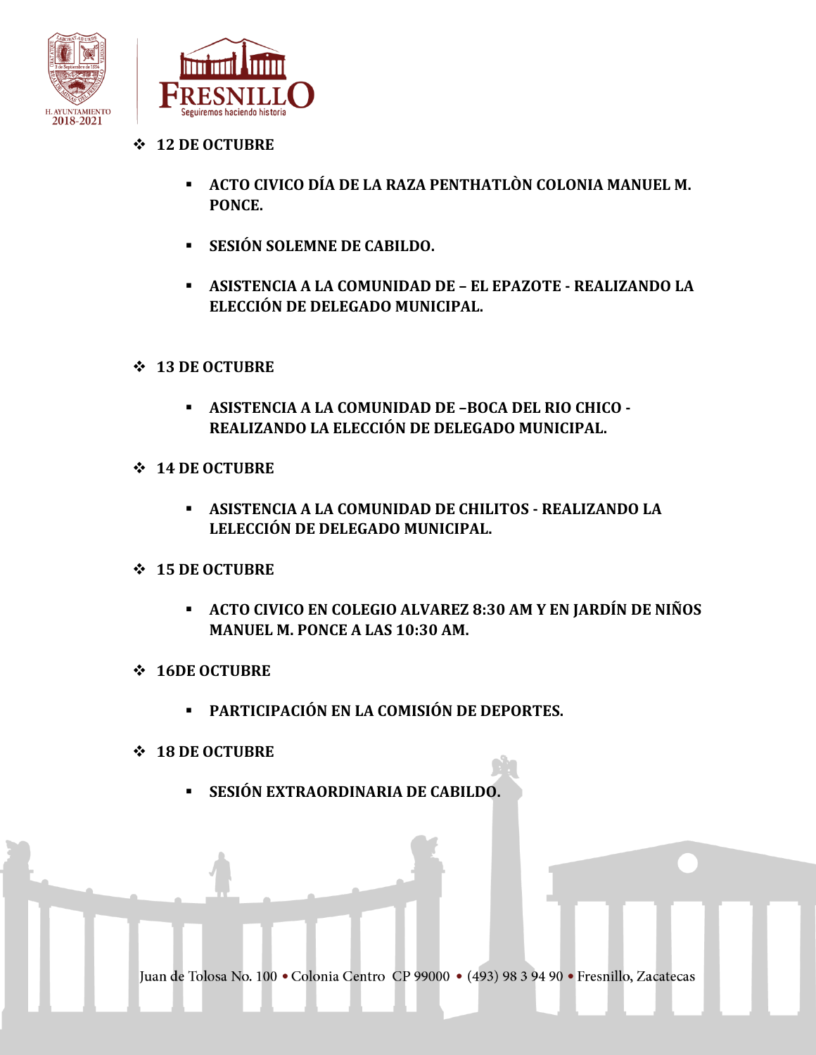- **12 DE OCTUBRE**

  - **ACTO CIVICO DÍA DE LA RAZA PENTHATLÒN COLONIA MANUEL M. PONCE.**
  - **SESIÓN SOLEMNE DE CABILDO.**
  - **ASISTENCIA A LA COMUNIDAD DE – EL EPAZOTE - REALIZANDO LA ELECCIÓN DE DELEGADO MUNICIPAL.**

- **13 DE OCTUBRE**

  - **ASISTENCIA A LA COMUNIDAD DE –BOCA DEL RIO CHICO - REALIZANDO LA ELECCIÓN DE DELEGADO MUNICIPAL.**

- **14 DE OCTUBRE**

  - **ASISTENCIA A LA COMUNIDAD DE CHILITOS - REALIZANDO LA LELECCIÓN DE DELEGADO MUNICIPAL.**

- **15 DE OCTUBRE**

  - **ACTO CIVICO EN COLEGIO ALVAREZ 8:30 AM Y EN JARDÍN DE NIÑOS MANUEL M. PONCE A LAS 10:30 AM.**

- **16DE OCTUBRE**

  - **PARTICIPACIÓN EN LA COMISIÓN DE DEPORTES.**

- **18 DE OCTUBRE**

  - **SESIÓN EXTRAORDINARIA DE CABILDO.**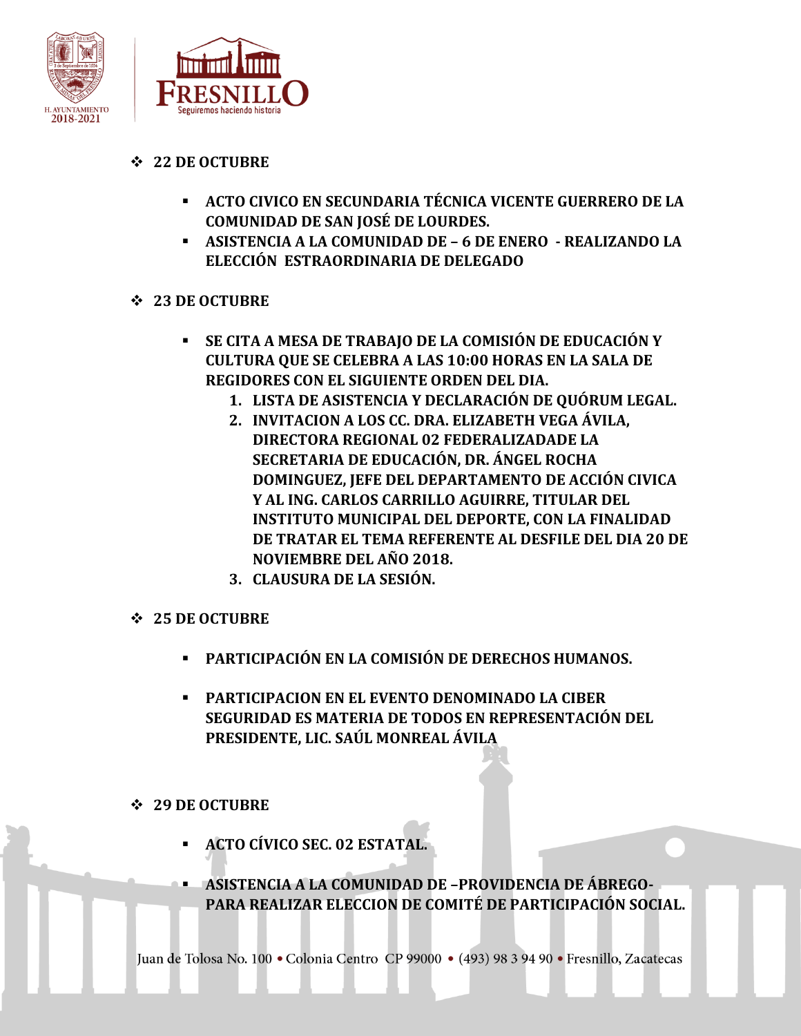- **22 DE OCTUBRE**

    - **ACTO CIVICO EN SECUNDARIA TÉCNICA VICENTE GUERRERO DE LA COMUNIDAD DE SAN JOSÉ DE LOURDES.**
    - **ASISTENCIA A LA COMUNIDAD DE – 6 DE ENERO - REALIZANDO LA ELECCIÓN ESTRAORDINARIA DE DELEGADO**

- **23 DE OCTUBRE**

    - **SE CITA A MESA DE TRABAJO DE LA COMISIÓN DE EDUCACIÓN Y CULTURA QUE SE CELEBRA A LAS 10:00 HORAS EN LA SALA DE REGIDORES CON EL SIGUIENTE ORDEN DEL DIA.**
        1. **LISTA DE ASISTENCIA Y DECLARACIÓN DE QUÓRUM LEGAL.**
        2. **INVITACION A LOS CC. DRA. ELIZABETH VEGA ÁVILA, DIRECTORA REGIONAL 02 FEDERALIZADADE LA SECRETARIA DE EDUCACIÓN, DR. ÁNGEL ROCHA DOMINGUEZ, JEFE DEL DEPARTAMENTO DE ACCIÓN CIVICA Y AL ING. CARLOS CARRILLO AGUIRRE, TITULAR DEL INSTITUTO MUNICIPAL DEL DEPORTE, CON LA FINALIDAD DE TRATAR EL TEMA REFERENTE AL DESFILE DEL DIA 20 DE NOVIEMBRE DEL AÑO 2018.**
        3. **CLAUSURA DE LA SESIÓN.**

- **25 DE OCTUBRE**

    - **PARTICIPACIÓN EN LA COMISIÓN DE DERECHOS HUMANOS.**
    - **PARTICIPACION EN EL EVENTO DENOMINADO LA CIBER SEGURIDAD ES MATERIA DE TODOS EN REPRESENTACIÓN DEL PRESIDENTE, LIC. SAÚL MONREAL ÁVILA**

- **29 DE OCTUBRE**

    - **ACTO CÍVICO SEC. 02 ESTATAL.**
    - **ASISTENCIA A LA COMUNIDAD DE –PROVIDENCIA DE ÁBREGO- PARA REALIZAR ELECCION DE COMITÉ DE PARTICIPACIÓN SOCIAL.**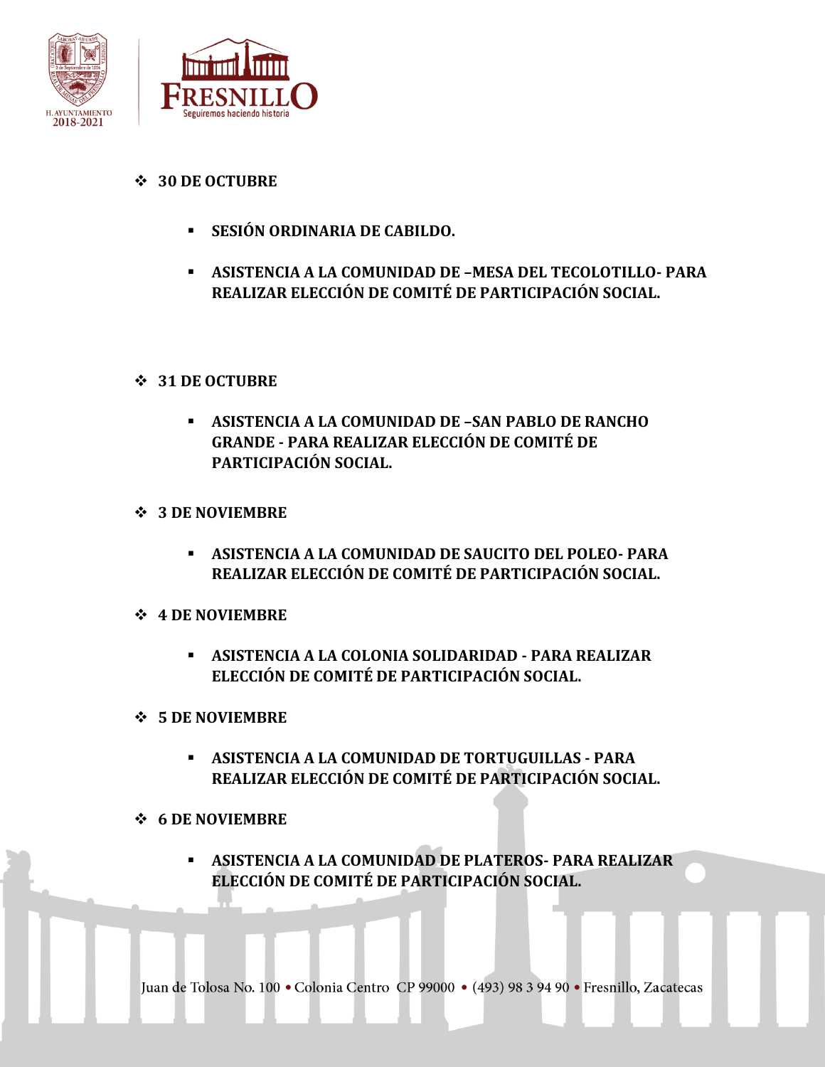- **30 DE OCTUBRE**

  - **SESIÓN ORDINARIA DE CABILDO.**
  - **ASISTENCIA A LA COMUNIDAD DE –MESA DEL TECOLOTILLO- PARA REALIZAR ELECCIÓN DE COMITÉ DE PARTICIPACIÓN SOCIAL.**

- **31 DE OCTUBRE**

  - **ASISTENCIA A LA COMUNIDAD DE –SAN PABLO DE RANCHO GRANDE - PARA REALIZAR ELECCIÓN DE COMITÉ DE PARTICIPACIÓN SOCIAL.**

- **3 DE NOVIEMBRE**

  - **ASISTENCIA A LA COMUNIDAD DE SAUCITO DEL POLEO- PARA REALIZAR ELECCIÓN DE COMITÉ DE PARTICIPACIÓN SOCIAL.**

- **4 DE NOVIEMBRE**

  - **ASISTENCIA A LA COLONIA SOLIDARIDAD - PARA REALIZAR ELECCIÓN DE COMITÉ DE PARTICIPACIÓN SOCIAL.**

- **5 DE NOVIEMBRE**

  - **ASISTENCIA A LA COMUNIDAD DE TORTUGUILLAS - PARA REALIZAR ELECCIÓN DE COMITÉ DE PARTICIPACIÓN SOCIAL.**

- **6 DE NOVIEMBRE**

  - **ASISTENCIA A LA COMUNIDAD DE PLATEROS- PARA REALIZAR ELECCIÓN DE COMITÉ DE PARTICIPACIÓN SOCIAL.**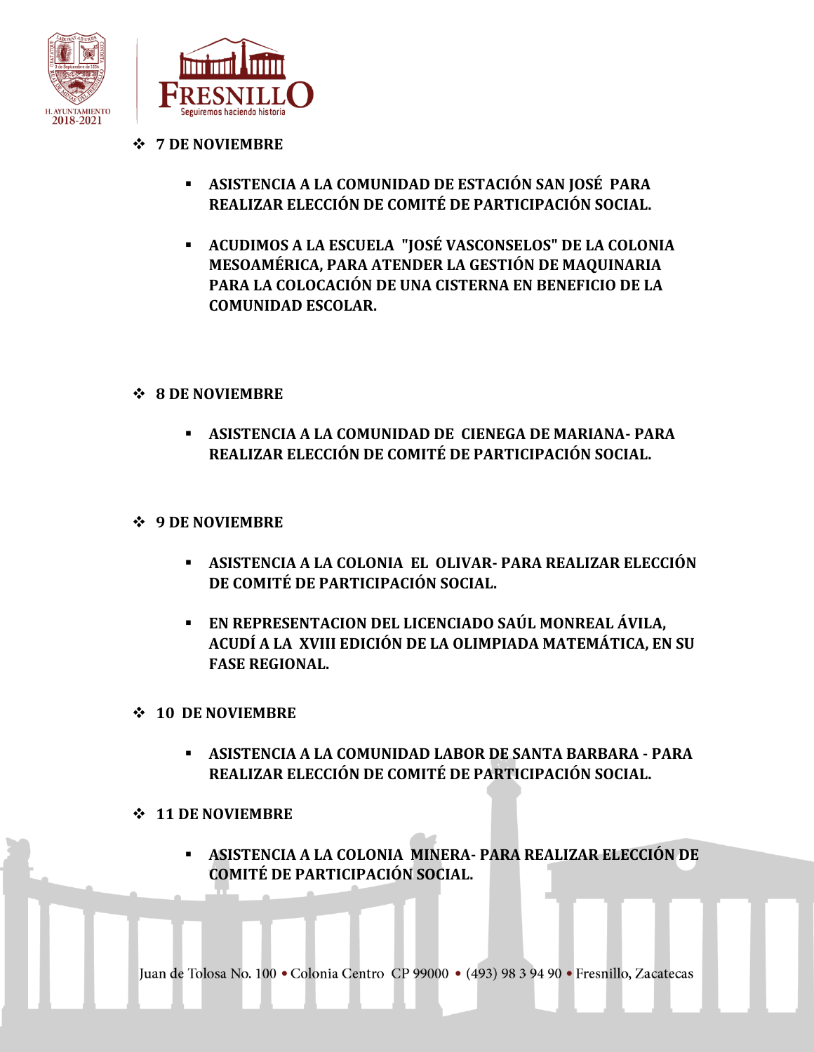- **7 DE NOVIEMBRE**

  - **ASISTENCIA A LA COMUNIDAD DE ESTACIÓN SAN JOSÉ PARA REALIZAR ELECCIÓN DE COMITÉ DE PARTICIPACIÓN SOCIAL.**

  - **ACUDIMOS A LA ESCUELA "JOSÉ VASCONSELOS" DE LA COLONIA MESOAMÉRICA, PARA ATENDER LA GESTIÓN DE MAQUINARIA PARA LA COLOCACIÓN DE UNA CISTERNA EN BENEFICIO DE LA COMUNIDAD ESCOLAR.**

- **8 DE NOVIEMBRE**

  - **ASISTENCIA A LA COMUNIDAD DE CIENEGA DE MARIANA- PARA REALIZAR ELECCIÓN DE COMITÉ DE PARTICIPACIÓN SOCIAL.**

- **9 DE NOVIEMBRE**

  - **ASISTENCIA A LA COLONIA EL OLIVAR- PARA REALIZAR ELECCIÓN DE COMITÉ DE PARTICIPACIÓN SOCIAL.**

  - **EN REPRESENTACION DEL LICENCIADO SAÚL MONREAL ÁVILA, ACUDÍ A LA XVIII EDICIÓN DE LA OLIMPIADA MATEMÁTICA, EN SU FASE REGIONAL.**

- **10 DE NOVIEMBRE**

  - **ASISTENCIA A LA COMUNIDAD LABOR DE SANTA BARBARA - PARA REALIZAR ELECCIÓN DE COMITÉ DE PARTICIPACIÓN SOCIAL.**

- **11 DE NOVIEMBRE**

  - **ASISTENCIA A LA COLONIA MINERA- PARA REALIZAR ELECCIÓN DE COMITÉ DE PARTICIPACIÓN SOCIAL.**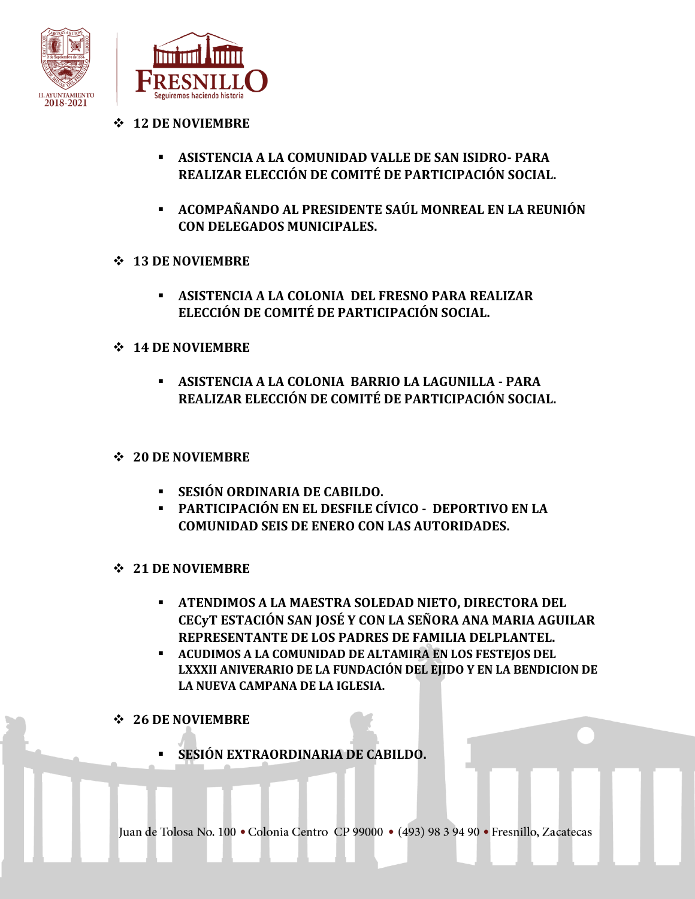- **12 DE NOVIEMBRE**
  - **ASISTENCIA A LA COMUNIDAD VALLE DE SAN ISIDRO- PARA REALIZAR ELECCIÓN DE COMITÉ DE PARTICIPACIÓN SOCIAL.**
  - **ACOMPAÑANDO AL PRESIDENTE SAÚL MONREAL EN LA REUNIÓN CON DELEGADOS MUNICIPALES.**

- **13 DE NOVIEMBRE**
  - **ASISTENCIA A LA COLONIA DEL FRESNO PARA REALIZAR ELECCIÓN DE COMITÉ DE PARTICIPACIÓN SOCIAL.**

- **14 DE NOVIEMBRE**
  - **ASISTENCIA A LA COLONIA BARRIO LA LAGUNILLA - PARA REALIZAR ELECCIÓN DE COMITÉ DE PARTICIPACIÓN SOCIAL.**

- **20 DE NOVIEMBRE**
  - **SESIÓN ORDINARIA DE CABILDO.**
  - **PARTICIPACIÓN EN EL DESFILE CÍVICO - DEPORTIVO EN LA COMUNIDAD SEIS DE ENERO CON LAS AUTORIDADES.**

- **21 DE NOVIEMBRE**
  - **ATENDIMOS A LA MAESTRA SOLEDAD NIETO, DIRECTORA DEL CECyT ESTACIÓN SAN JOSÉ Y CON LA SEÑORA ANA MARIA AGUILAR REPRESENTANTE DE LOS PADRES DE FAMILIA DELPLANTEL.**
  - **ACUDIMOS A LA COMUNIDAD DE ALTAMIRA EN LOS FESTEJOS DEL LXXXII ANIVERARIO DE LA FUNDACIÓN DEL EJIDO Y EN LA BENDICION DE LA NUEVA CAMPANA DE LA IGLESIA.**

- **26 DE NOVIEMBRE**
  - **SESIÓN EXTRAORDINARIA DE CABILDO.**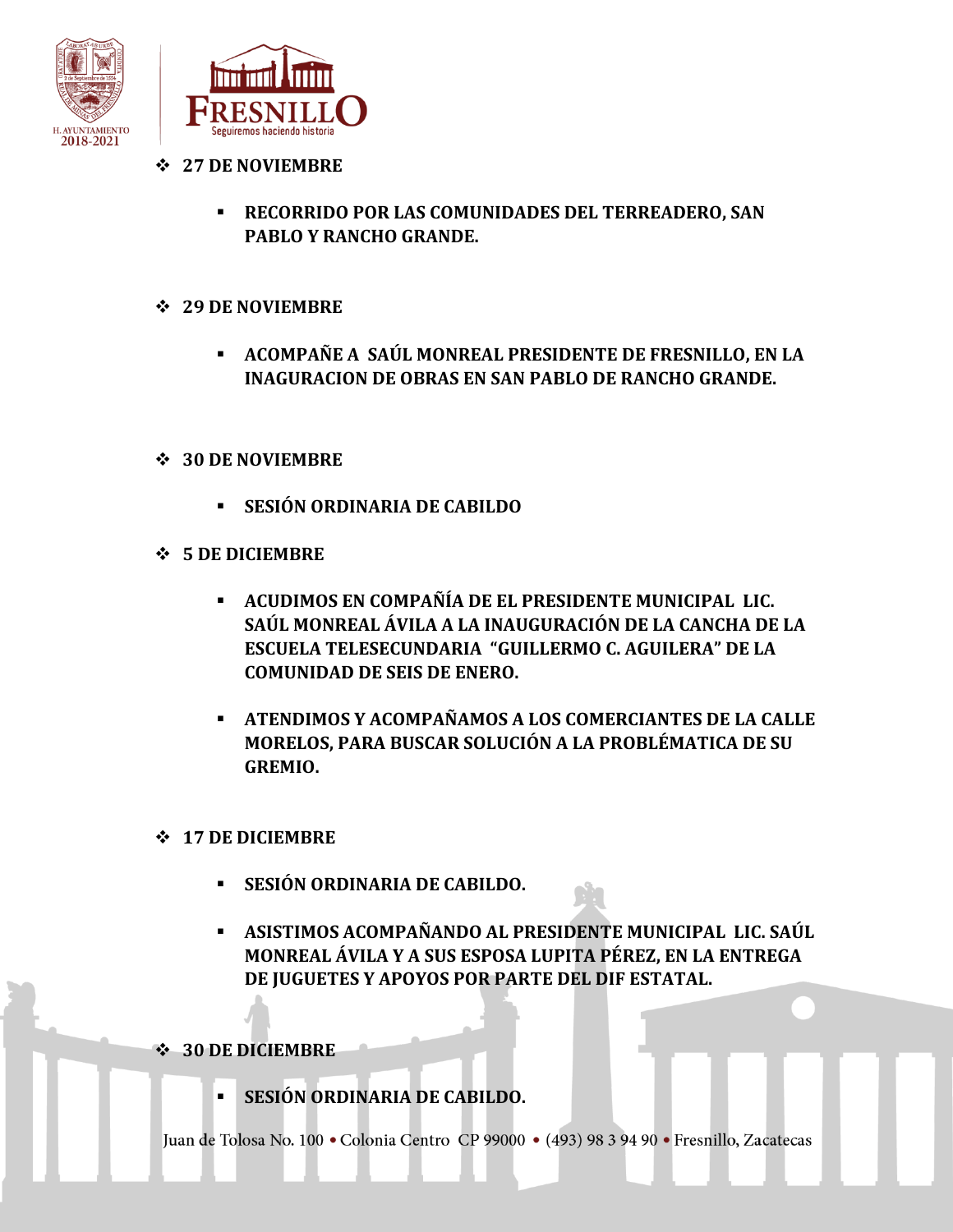- **27 DE NOVIEMBRE**

  - **RECORRIDO POR LAS COMUNIDADES DEL TERREADERO, SAN PABLO Y RANCHO GRANDE.**

- **29 DE NOVIEMBRE**

  - **ACOMPAÑE A SAÚL MONREAL PRESIDENTE DE FRESNILLO, EN LA INAGURACION DE OBRAS EN SAN PABLO DE RANCHO GRANDE.**

- **30 DE NOVIEMBRE**

  - **SESIÓN ORDINARIA DE CABILDO**

- **5 DE DICIEMBRE**

  - **ACUDIMOS EN COMPAÑÍA DE EL PRESIDENTE MUNICIPAL LIC. SAÚL MONREAL ÁVILA A LA INAUGURACIÓN DE LA CANCHA DE LA ESCUELA TELESECUNDARIA "GUILLERMO C. AGUILERA" DE LA COMUNIDAD DE SEIS DE ENERO.**

  - **ATENDIMOS Y ACOMPAÑAMOS A LOS COMERCIANTES DE LA CALLE MORELOS, PARA BUSCAR SOLUCIÓN A LA PROBLÉMATICA DE SU GREMIO.**

- **17 DE DICIEMBRE**

  - **SESIÓN ORDINARIA DE CABILDO.**

  - **ASISTIMOS ACOMPAÑANDO AL PRESIDENTE MUNICIPAL LIC. SAÚL MONREAL ÁVILA Y A SUS ESPOSA LUPITA PÉREZ, EN LA ENTREGA DE JUGUETES Y APOYOS POR PARTE DEL DIF ESTATAL.**

- **30 DE DICIEMBRE**

  - **SESIÓN ORDINARIA DE CABILDO.**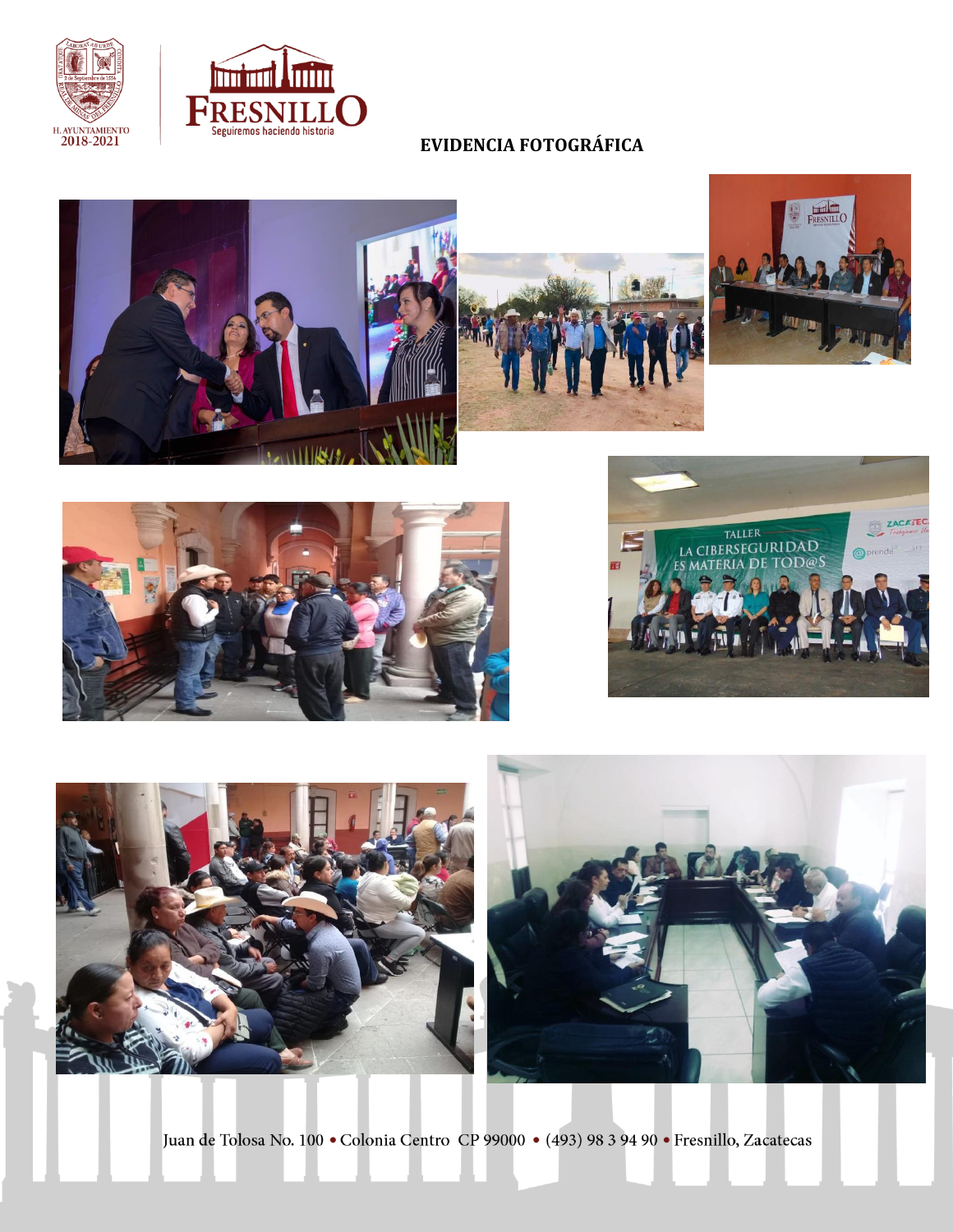**EVIDENCIA FOTOGRÁFICA**